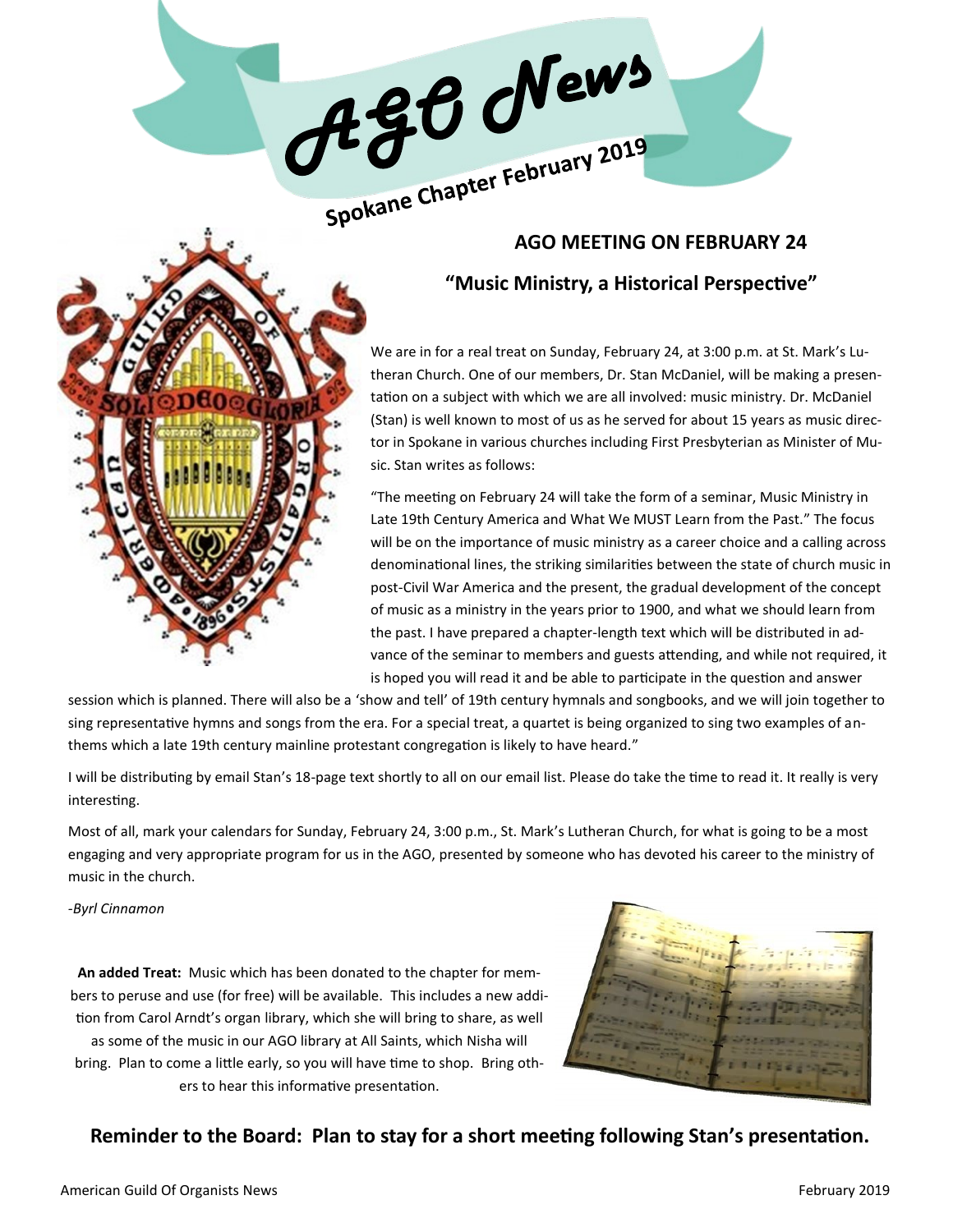# AGO News

**Spokane Chapter February 2019**

## AGO MEETING ON FEBRUARY 24

### "Music Ministry, a Historical Perspective"

We are in for a real treat on Sunday, February 24, at 3:00 p.m. at St. Mark's Lutheran Church. One of our members, Dr. Stan McDaniel, will be making a presentation on a subject with which we are all involved: music ministry. Dr. McDaniel (Stan) is well known to most of us as he served for about 15 years as music director in Spokane in various churches including First Presbyterian as Minister of Music. Stan writes as follows:

"The meeting on February 24 will take the form of a seminar, Music Ministry in Late 19th Century America and What We MUST Learn from the Past." The focus will be on the importance of music ministry as a career choice and a calling across denominational lines, the striking similarities between the state of church music in post-Civil War America and the present, the gradual development of the concept of music as a ministry in the years prior to 1900, and what we should learn from the past. I have prepared a chapter-length text which will be distributed in advance of the seminar to members and guests attending, and while not required, it is hoped you will read it and be able to participate in the question and answer session which is planned. There will also be a 'show and tell' of 19th century hymnals and songbooks, and we will join together to sing representative hymns and songs from the era. For a special treat, a quartet is being organized to sing two examples of anthems which a late 19th century mainline protestant congregation is likely to have heard."

I will be distributing by email Stan's 18-page text shortly to all on our email list. Please do take the time to read it. It really is very interesting.

Most of all, mark your calendars for Sunday, February 24, 3:00 p.m., St. Mark's Lutheran Church, for what is going to be a most engaging and very appropriate program for us in the AGO, presented by someone who has devoted his career to the ministry of music in the church.

*-Byrl Cinnamon*

**An added Treat:** Music which has been donated to the chapter for members to peruse and use (for free) will be available. This includes a new addition from Carol Arndt's organ library, which she will bring to share, as well as some of the music in our AGO library at All Saints, which Nisha will bring. Plan to come a little early, so you will have time to shop. Bring others to hear this informative presentation.

**Reminder to the Board: Plan to stay for a short meeting following Stan's presentation.**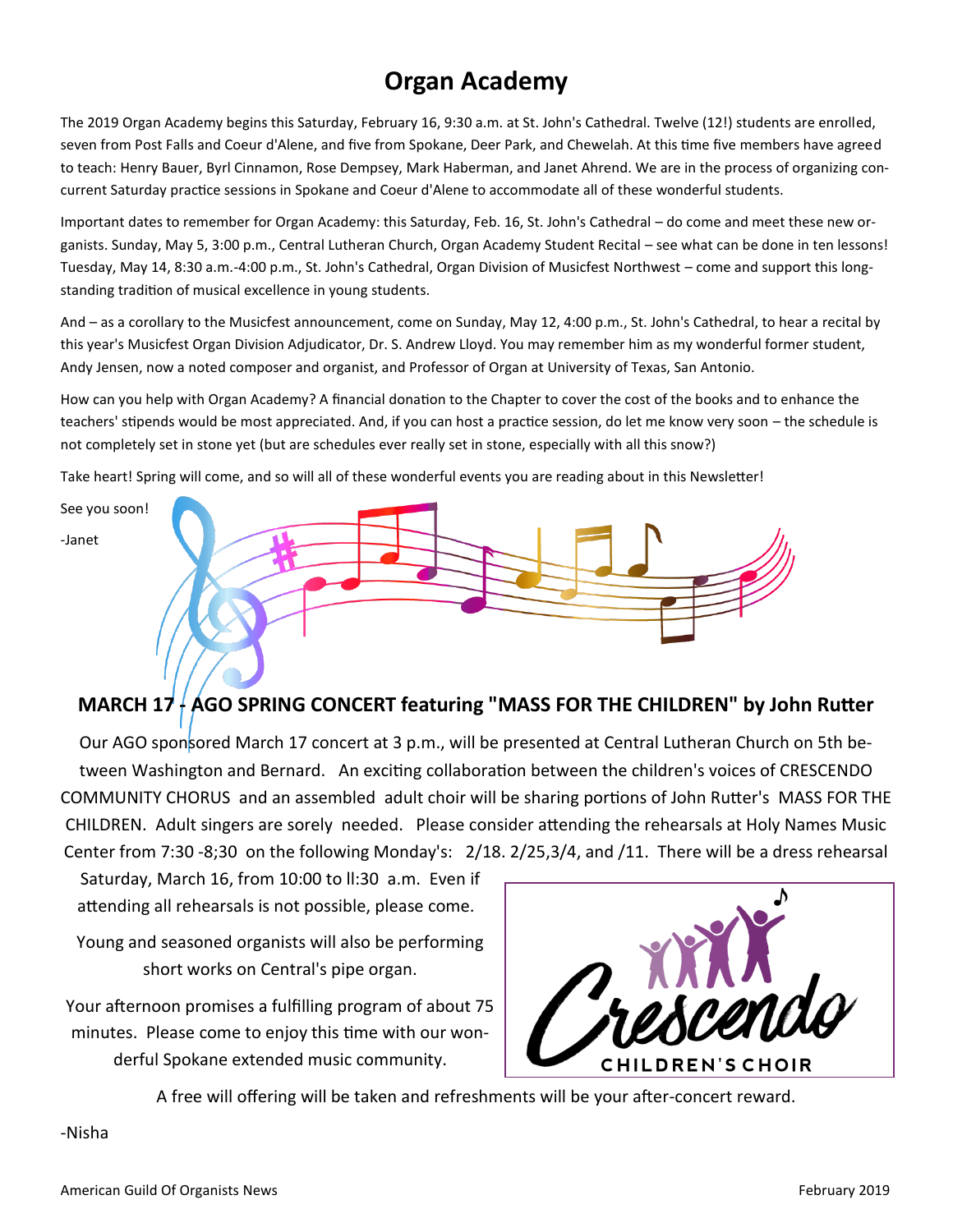# Organ Academy

The 2019 Organ Academy begins this Saturday, February 16, 9:30 a.m. at St. John's Cathedral. Twelve (12!) students are enrolled, seven from Post Falls and Coeur d'Alene, and five from Spokane, Deer Park, and Chewelah. At this time five members have agreed to teach: Henry Bauer, Byrl Cinnamon, Rose Dempsey, Mark Haberman, and Janet Ahrend. We are in the process of organizing concurrent Saturday practice sessions in Spokane and Coeur d'Alene to accommodate all of these wonderful students.

Important dates to remember for Organ Academy: this Saturday, Feb. 16, St. John's Cathedral – do come and meet these new organists. Sunday, May 5, 3:00 p.m., Central Lutheran Church, Organ Academy Student Recital – see what can be done in ten lessons! Tuesday, May 14, 8:30 a.m.-4:00 p.m., St. John's Cathedral, Organ Division of Musicfest Northwest – come and support this long-standing tradition of musical excellence in young students.

And – as a corollary to the Musicfest announcement, come on Sunday, May 12, 4:00 p.m., St. John's Cathedral, to hear a recital by this year's Musicfest Organ Division Adjudicator, Dr. S. Andrew Lloyd. You may remember him as my wonderful former student, Andy Jensen, now a noted composer and organist, and Professor of Organ at University of Texas, San Antonio.

How can you help with Organ Academy? A financial donation to the Chapter to cover the cost of the books and to enhance the teachers' stipends would be most appreciated. And, if you can host a practice session, do let me know very soon – the schedule is not completely set in stone yet (but are schedules ever really set in stone, especially with all this snow?)

Take heart! Spring will come, and so will all of these wonderful events you are reading about in this Newsletter!

See you soon!

-Janet

## MARCH 17 - AGO SPRING CONCERT featuring "MASS FOR THE CHILDREN" by John Rutter

Our AGO sponsored March 17 concert at 3 p.m., will be presented at Central Lutheran Church on 5th between Washington and Bernard. An exciting collaboration between the children's voices of CRESCENDO COMMUNITY CHORUS and an assembled adult choir will be sharing portions of John Rutter's MASS FOR THE CHILDREN. Adult singers are sorely needed. Please consider attending the rehearsals at Holy Names Music Center from 7:30 -8;30 on the following Monday's: 2/18. 2/25,3/4, and /11. There will be a dress rehearsal Saturday, March 16, from 10:00 to ll:30 a.m. Even if attending all rehearsals is not possible, please come.

Young and seasoned organists will also be performing short works on Central's pipe organ.

Your afternoon promises a fulfilling program of about 75 minutes. Please come to enjoy this time with our wonderful Spokane extended music community.

A free will offering will be taken and refreshments will be your after-concert reward.

-Nisha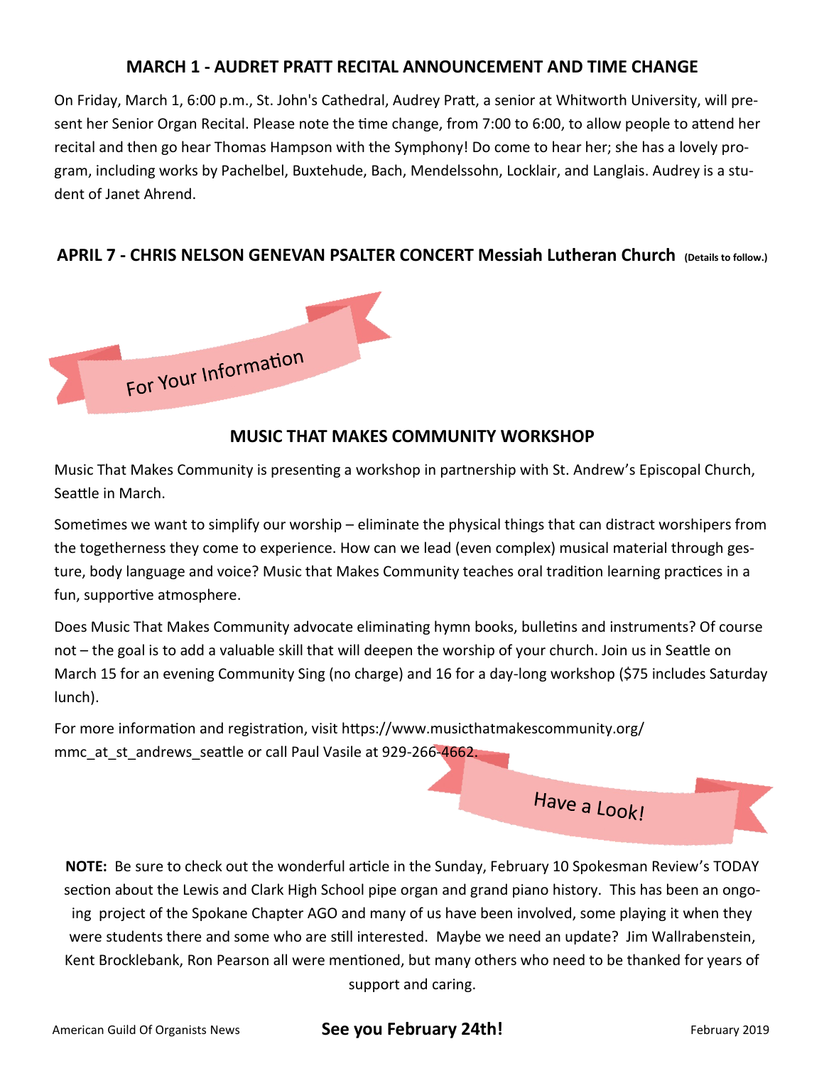## MARCH 1 - AUDRET PRATT RECITAL ANNOUNCEMENT AND TIME CHANGE

On Friday, March 1, 6:00 p.m., St. John's Cathedral, Audrey Pratt, a senior at Whitworth University, will present her Senior Organ Recital. Please note the time change, from 7:00 to 6:00, to allow people to attend her recital and then go hear Thomas Hampson with the Symphony! Do come to hear her; she has a lovely program, including works by Pachelbel, Buxtehude, Bach, Mendelssohn, Locklair, and Langlais. Audrey is a student of Janet Ahrend.

## APRIL 7 - CHRIS NELSON GENEVAN PSALTER CONCERT Messiah Lutheran Church (Details to follow.)

For Your Information

## MUSIC THAT MAKES COMMUNITY WORKSHOP

Music That Makes Community is presenting a workshop in partnership with St. Andrew's Episcopal Church, Seattle in March.

Sometimes we want to simplify our worship – eliminate the physical things that can distract worshipers from the togetherness they come to experience. How can we lead (even complex) musical material through gesture, body language and voice? Music that Makes Community teaches oral tradition learning practices in a fun, supportive atmosphere.

Does Music That Makes Community advocate eliminating hymn books, bulletins and instruments? Of course not – the goal is to add a valuable skill that will deepen the worship of your church. Join us in Seattle on March 15 for an evening Community Sing (no charge) and 16 for a day-long workshop ($75 includes Saturday lunch).

For more information and registration, visit https://www.musicthatmakescommunity.org/mmc_at_st_andrews_seattle or call Paul Vasile at 929-266-4662.

Have a Look!

**NOTE:** Be sure to check out the wonderful article in the Sunday, February 10 Spokesman Review's TODAY section about the Lewis and Clark High School pipe organ and grand piano history. This has been an ongoing project of the Spokane Chapter AGO and many of us have been involved, some playing it when they were students there and some who are still interested. Maybe we need an update? Jim Wallrabenstein, Kent Brocklebank, Ron Pearson all were mentioned, but many others who need to be thanked for years of support and caring.

**See you February 24th!**